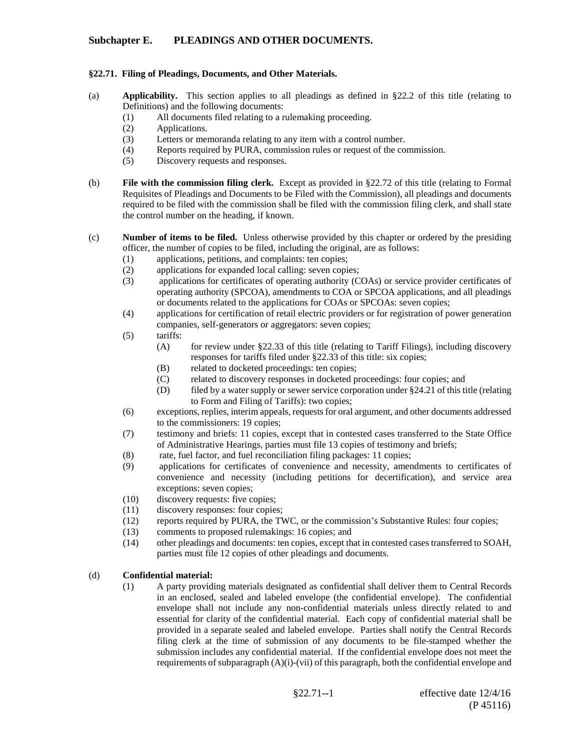## Subchapter E. PLEADINGS AND OTHER DOCUMENTS.

### §22.71. Filing of Pleadings, Documents, and Other Materials.

(a) **Applicability.** This section applies to all pleadings as defined in §22.2 of this title (relating to Definitions) and the following documents:

(1) All documents filed relating to a rulemaking proceeding.

(2) Applications.

(3) Letters or memoranda relating to any item with a control number.

(4) Reports required by PURA, commission rules or request of the commission.

(5) Discovery requests and responses.

(b) **File with the commission filing clerk.** Except as provided in §22.72 of this title (relating to Formal Requisites of Pleadings and Documents to be Filed with the Commission), all pleadings and documents required to be filed with the commission shall be filed with the commission filing clerk, and shall state the control number on the heading, if known.

(c) **Number of items to be filed.** Unless otherwise provided by this chapter or ordered by the presiding officer, the number of copies to be filed, including the original, are as follows:

(1) applications, petitions, and complaints: ten copies;

(2) applications for expanded local calling: seven copies;

(3) applications for certificates of operating authority (COAs) or service provider certificates of operating authority (SPCOA), amendments to COA or SPCOA applications, and all pleadings or documents related to the applications for COAs or SPCOAs: seven copies;

(4) applications for certification of retail electric providers or for registration of power generation companies, self-generators or aggregators: seven copies;

(5) tariffs:

(A) for review under §22.33 of this title (relating to Tariff Filings), including discovery responses for tariffs filed under §22.33 of this title: six copies;

(B) related to docketed proceedings: ten copies;

(C) related to discovery responses in docketed proceedings: four copies; and

(D) filed by a water supply or sewer service corporation under §24.21 of this title (relating to Form and Filing of Tariffs): two copies;

(6) exceptions, replies, interim appeals, requests for oral argument, and other documents addressed to the commissioners: 19 copies;

(7) testimony and briefs: 11 copies, except that in contested cases transferred to the State Office of Administrative Hearings, parties must file 13 copies of testimony and briefs;

(8) rate, fuel factor, and fuel reconciliation filing packages: 11 copies;

(9) applications for certificates of convenience and necessity, amendments to certificates of convenience and necessity (including petitions for decertification), and service area exceptions: seven copies;

(10) discovery requests: five copies;

(11) discovery responses: four copies;

(12) reports required by PURA, the TWC, or the commission's Substantive Rules: four copies;

(13) comments to proposed rulemakings: 16 copies; and

(14) other pleadings and documents: ten copies, except that in contested cases transferred to SOAH, parties must file 12 copies of other pleadings and documents.

(d) **Confidential material:**

(1) A party providing materials designated as confidential shall deliver them to Central Records in an enclosed, sealed and labeled envelope (the confidential envelope). The confidential envelope shall not include any non-confidential materials unless directly related to and essential for clarity of the confidential material. Each copy of confidential material shall be provided in a separate sealed and labeled envelope. Parties shall notify the Central Records filing clerk at the time of submission of any documents to be file-stamped whether the submission includes any confidential material. If the confidential envelope does not meet the requirements of subparagraph (A)(i)-(vii) of this paragraph, both the confidential envelope and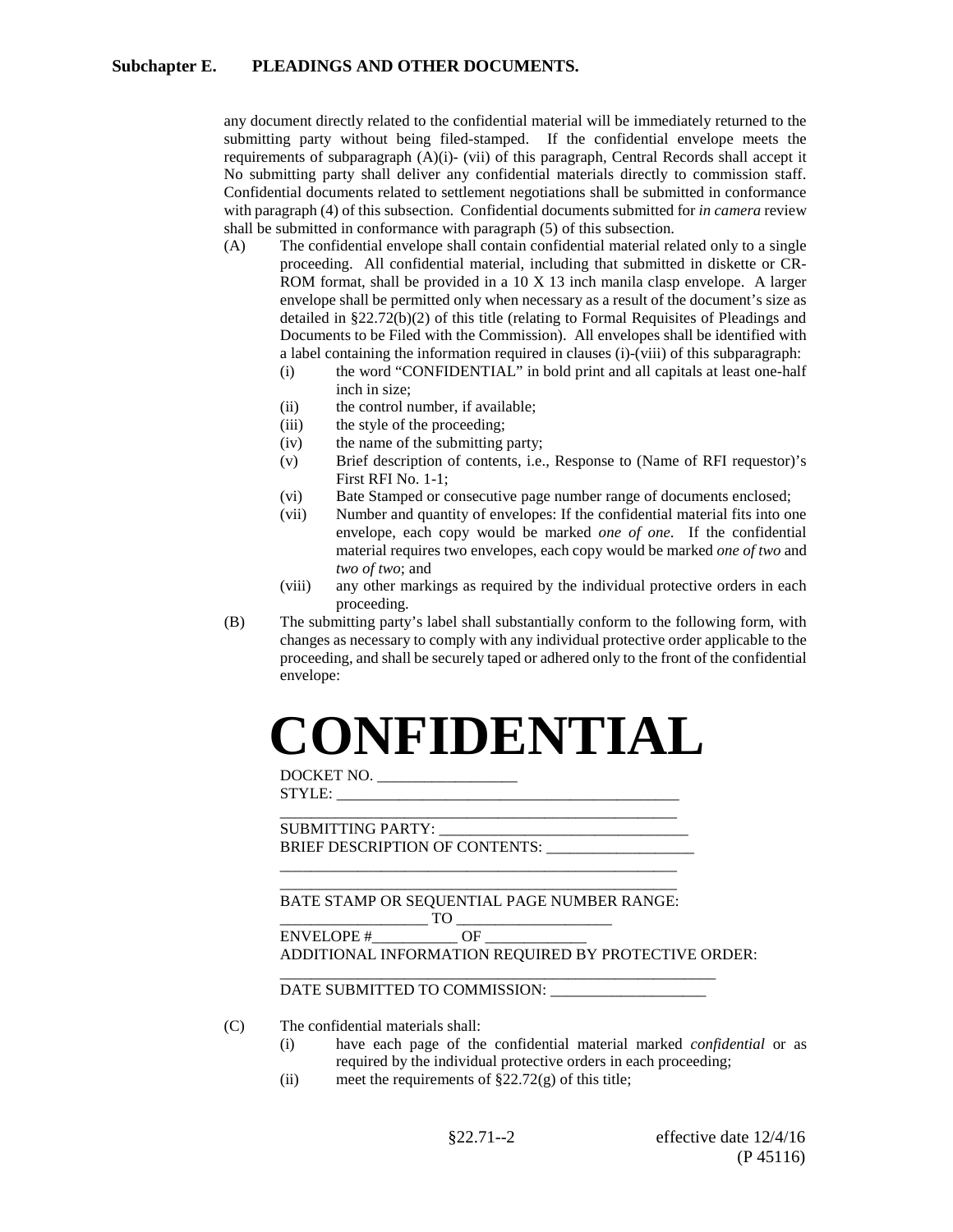any document directly related to the confidential material will be immediately returned to the submitting party without being filed-stamped. If the confidential envelope meets the requirements of subparagraph (A)(i)- (vii) of this paragraph, Central Records shall accept it No submitting party shall deliver any confidential materials directly to commission staff. Confidential documents related to settlement negotiations shall be submitted in conformance with paragraph (4) of this subsection. Confidential documents submitted for *in camera* review shall be submitted in conformance with paragraph (5) of this subsection.

(A) The confidential envelope shall contain confidential material related only to a single proceeding. All confidential material, including that submitted in diskette or CR-ROM format, shall be provided in a 10 X 13 inch manila clasp envelope. A larger envelope shall be permitted only when necessary as a result of the document's size as detailed in §22.72(b)(2) of this title (relating to Formal Requisites of Pleadings and Documents to be Filed with the Commission). All envelopes shall be identified with a label containing the information required in clauses (i)-(viii) of this subparagraph:

   (i) the word "CONFIDENTIAL" in bold print and all capitals at least one-half inch in size;
   (ii) the control number, if available;
   (iii) the style of the proceeding;
   (iv) the name of the submitting party;
   (v) Brief description of contents, i.e., Response to (Name of RFI requestor)'s First RFI No. 1-1;
   (vi) Bate Stamped or consecutive page number range of documents enclosed;
   (vii) Number and quantity of envelopes: If the confidential material fits into one envelope, each copy would be marked *one of one*. If the confidential material requires two envelopes, each copy would be marked *one of two* and *two of two*; and
   (viii) any other markings as required by the individual protective orders in each proceeding.

(B) The submitting party's label shall substantially conform to the following form, with changes as necessary to comply with any individual protective order applicable to the proceeding, and shall be securely taped or adhered only to the front of the confidential envelope:

# CONFIDENTIAL

DOCKET NO. __________________
STYLE: _____________________________________________
_____________________________________________________
SUBMITTING PARTY: ________________________________
BRIEF DESCRIPTION OF CONTENTS: ___________________
_____________________________________________________
_____________________________________________________
BATE STAMP OR SEQUENTIAL PAGE NUMBER RANGE:
___________________ TO ____________________
ENVELOPE #___________ OF _____________
ADDITIONAL INFORMATION REQUIRED BY PROTECTIVE ORDER:
__________________________________________________________
DATE SUBMITTED TO COMMISSION: ____________________

(C) The confidential materials shall:

   (i) have each page of the confidential material marked *confidential* or as required by the individual protective orders in each proceeding;
   (ii) meet the requirements of §22.72(g) of this title;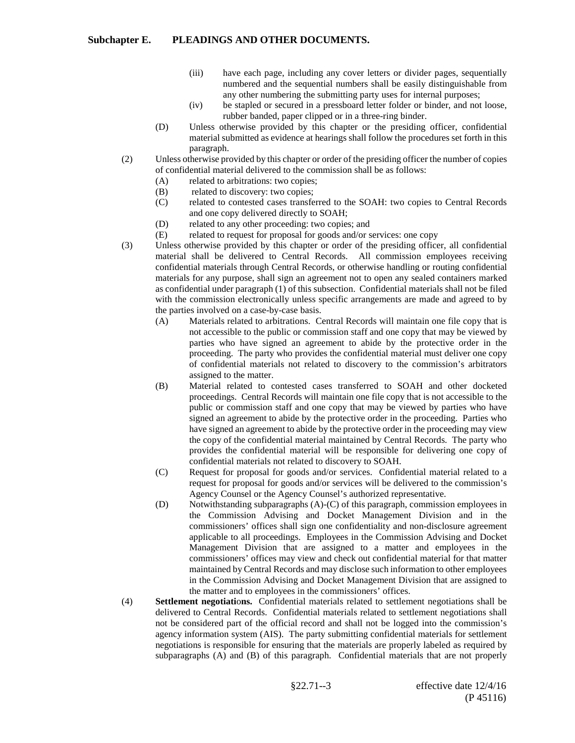(iii) have each page, including any cover letters or divider pages, sequentially numbered and the sequential numbers shall be easily distinguishable from any other numbering the submitting party uses for internal purposes;

(iv) be stapled or secured in a pressboard letter folder or binder, and not loose, rubber banded, paper clipped or in a three-ring binder.

(D) Unless otherwise provided by this chapter or the presiding officer, confidential material submitted as evidence at hearings shall follow the procedures set forth in this paragraph.

(2) Unless otherwise provided by this chapter or order of the presiding officer the number of copies of confidential material delivered to the commission shall be as follows:

(A) related to arbitrations: two copies;

(B) related to discovery: two copies;

(C) related to contested cases transferred to the SOAH: two copies to Central Records and one copy delivered directly to SOAH;

(D) related to any other proceeding: two copies; and

(E) related to request for proposal for goods and/or services: one copy

(3) Unless otherwise provided by this chapter or order of the presiding officer, all confidential material shall be delivered to Central Records. All commission employees receiving confidential materials through Central Records, or otherwise handling or routing confidential materials for any purpose, shall sign an agreement not to open any sealed containers marked as confidential under paragraph (1) of this subsection. Confidential materials shall not be filed with the commission electronically unless specific arrangements are made and agreed to by the parties involved on a case-by-case basis.

(A) Materials related to arbitrations. Central Records will maintain one file copy that is not accessible to the public or commission staff and one copy that may be viewed by parties who have signed an agreement to abide by the protective order in the proceeding. The party who provides the confidential material must deliver one copy of confidential materials not related to discovery to the commission's arbitrators assigned to the matter.

(B) Material related to contested cases transferred to SOAH and other docketed proceedings. Central Records will maintain one file copy that is not accessible to the public or commission staff and one copy that may be viewed by parties who have signed an agreement to abide by the protective order in the proceeding. Parties who have signed an agreement to abide by the protective order in the proceeding may view the copy of the confidential material maintained by Central Records. The party who provides the confidential material will be responsible for delivering one copy of confidential materials not related to discovery to SOAH.

(C) Request for proposal for goods and/or services. Confidential material related to a request for proposal for goods and/or services will be delivered to the commission's Agency Counsel or the Agency Counsel's authorized representative.

(D) Notwithstanding subparagraphs (A)-(C) of this paragraph, commission employees in the Commission Advising and Docket Management Division and in the commissioners' offices shall sign one confidentiality and non-disclosure agreement applicable to all proceedings. Employees in the Commission Advising and Docket Management Division that are assigned to a matter and employees in the commissioners' offices may view and check out confidential material for that matter maintained by Central Records and may disclose such information to other employees in the Commission Advising and Docket Management Division that are assigned to the matter and to employees in the commissioners' offices.

(4) **Settlement negotiations.** Confidential materials related to settlement negotiations shall be delivered to Central Records. Confidential materials related to settlement negotiations shall not be considered part of the official record and shall not be logged into the commission's agency information system (AIS). The party submitting confidential materials for settlement negotiations is responsible for ensuring that the materials are properly labeled as required by subparagraphs (A) and (B) of this paragraph. Confidential materials that are not properly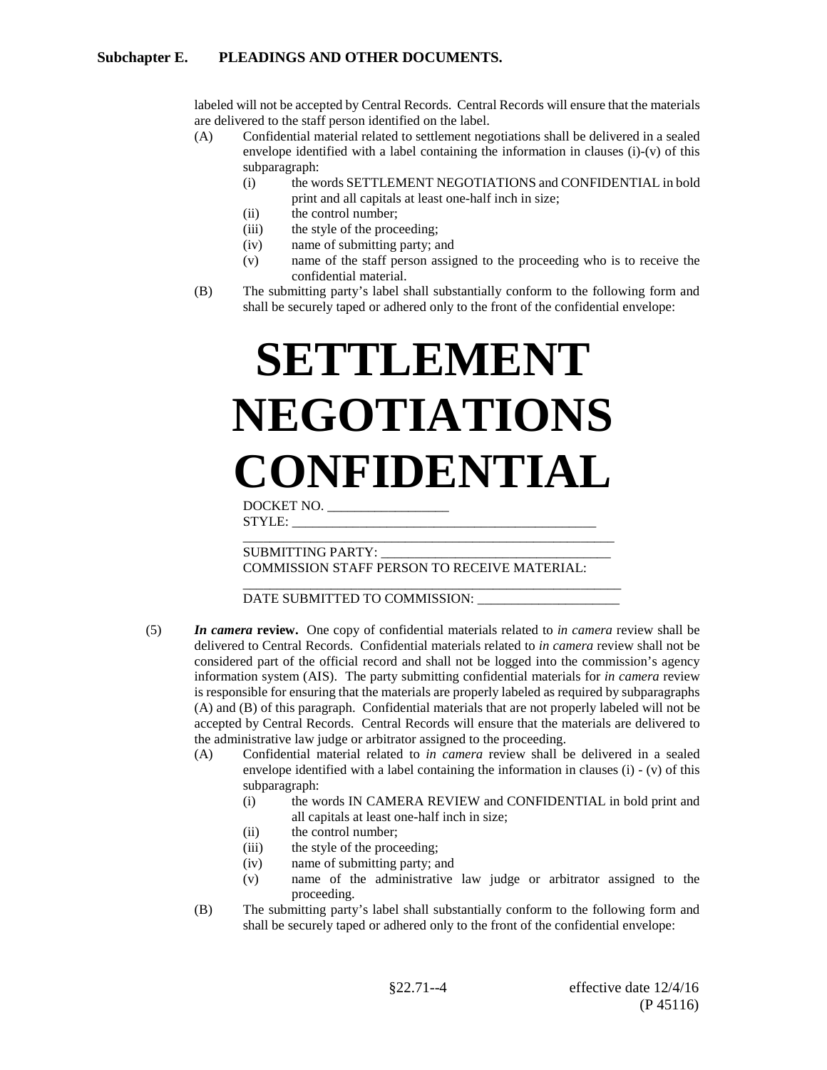labeled will not be accepted by Central Records. Central Records will ensure that the materials are delivered to the staff person identified on the label.

(A) Confidential material related to settlement negotiations shall be delivered in a sealed envelope identified with a label containing the information in clauses (i)-(v) of this subparagraph:

  (i) the words SETTLEMENT NEGOTIATIONS and CONFIDENTIAL in bold print and all capitals at least one-half inch in size;
  (ii) the control number;
  (iii) the style of the proceeding;
  (iv) name of submitting party; and
  (v) name of the staff person assigned to the proceeding who is to receive the confidential material.

(B) The submitting party's label shall substantially conform to the following form and shall be securely taped or adhered only to the front of the confidential envelope:

# SETTLEMENT NEGOTIATIONS CONFIDENTIAL

DOCKET NO. ________________
STYLE: ____________________________________________
____________________________________________________
SUBMITTING PARTY: ________________________________
COMMISSION STAFF PERSON TO RECEIVE MATERIAL:
____________________________________________________
DATE SUBMITTED TO COMMISSION: ____________________

(5) ***In camera* review.** One copy of confidential materials related to *in camera* review shall be delivered to Central Records. Confidential materials related to *in camera* review shall not be considered part of the official record and shall not be logged into the commission's agency information system (AIS). The party submitting confidential materials for *in camera* review is responsible for ensuring that the materials are properly labeled as required by subparagraphs (A) and (B) of this paragraph. Confidential materials that are not properly labeled will not be accepted by Central Records. Central Records will ensure that the materials are delivered to the administrative law judge or arbitrator assigned to the proceeding.

(A) Confidential material related to *in camera* review shall be delivered in a sealed envelope identified with a label containing the information in clauses (i) - (v) of this subparagraph:

  (i) the words IN CAMERA REVIEW and CONFIDENTIAL in bold print and all capitals at least one-half inch in size;
  (ii) the control number;
  (iii) the style of the proceeding;
  (iv) name of submitting party; and
  (v) name of the administrative law judge or arbitrator assigned to the proceeding.

(B) The submitting party's label shall substantially conform to the following form and shall be securely taped or adhered only to the front of the confidential envelope: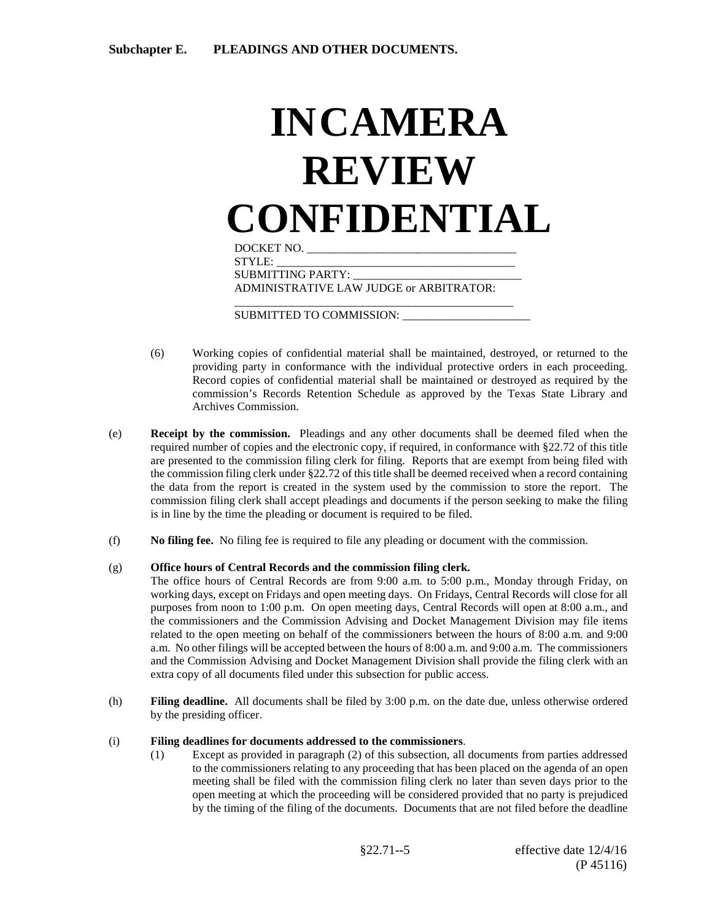**Subchapter E. PLEADINGS AND OTHER DOCUMENTS.**

# INCAMERA REVIEW CONFIDENTIAL

DOCKET NO. ___________________________________
STYLE: _______________________________________
SUBMITTING PARTY: ____________________________
ADMINISTRATIVE LAW JUDGE or ARBITRATOR:
__________________________________________________
SUBMITTED TO COMMISSION: ______________________

(6) Working copies of confidential material shall be maintained, destroyed, or returned to the providing party in conformance with the individual protective orders in each proceeding. Record copies of confidential material shall be maintained or destroyed as required by the commission's Records Retention Schedule as approved by the Texas State Library and Archives Commission.

(e) **Receipt by the commission.** Pleadings and any other documents shall be deemed filed when the required number of copies and the electronic copy, if required, in conformance with §22.72 of this title are presented to the commission filing clerk for filing. Reports that are exempt from being filed with the commission filing clerk under §22.72 of this title shall be deemed received when a record containing the data from the report is created in the system used by the commission to store the report. The commission filing clerk shall accept pleadings and documents if the person seeking to make the filing is in line by the time the pleading or document is required to be filed.

(f) **No filing fee.** No filing fee is required to file any pleading or document with the commission.

(g) **Office hours of Central Records and the commission filing clerk.**
The office hours of Central Records are from 9:00 a.m. to 5:00 p.m., Monday through Friday, on working days, except on Fridays and open meeting days. On Fridays, Central Records will close for all purposes from noon to 1:00 p.m. On open meeting days, Central Records will open at 8:00 a.m., and the commissioners and the Commission Advising and Docket Management Division may file items related to the open meeting on behalf of the commissioners between the hours of 8:00 a.m. and 9:00 a.m. No other filings will be accepted between the hours of 8:00 a.m. and 9:00 a.m. The commissioners and the Commission Advising and Docket Management Division shall provide the filing clerk with an extra copy of all documents filed under this subsection for public access.

(h) **Filing deadline.** All documents shall be filed by 3:00 p.m. on the date due, unless otherwise ordered by the presiding officer.

(i) **Filing deadlines for documents addressed to the commissioners**.

(1) Except as provided in paragraph (2) of this subsection, all documents from parties addressed to the commissioners relating to any proceeding that has been placed on the agenda of an open meeting shall be filed with the commission filing clerk no later than seven days prior to the open meeting at which the proceeding will be considered provided that no party is prejudiced by the timing of the filing of the documents. Documents that are not filed before the deadline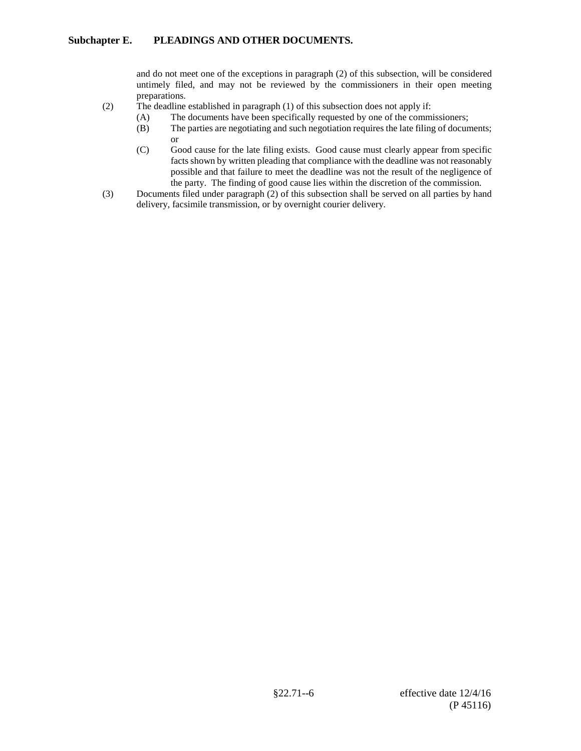and do not meet one of the exceptions in paragraph (2) of this subsection, will be considered untimely filed, and may not be reviewed by the commissioners in their open meeting preparations.

(2) The deadline established in paragraph (1) of this subsection does not apply if:

 (A) The documents have been specifically requested by one of the commissioners;

 (B) The parties are negotiating and such negotiation requires the late filing of documents; or

 (C) Good cause for the late filing exists. Good cause must clearly appear from specific facts shown by written pleading that compliance with the deadline was not reasonably possible and that failure to meet the deadline was not the result of the negligence of the party. The finding of good cause lies within the discretion of the commission.

(3) Documents filed under paragraph (2) of this subsection shall be served on all parties by hand delivery, facsimile transmission, or by overnight courier delivery.